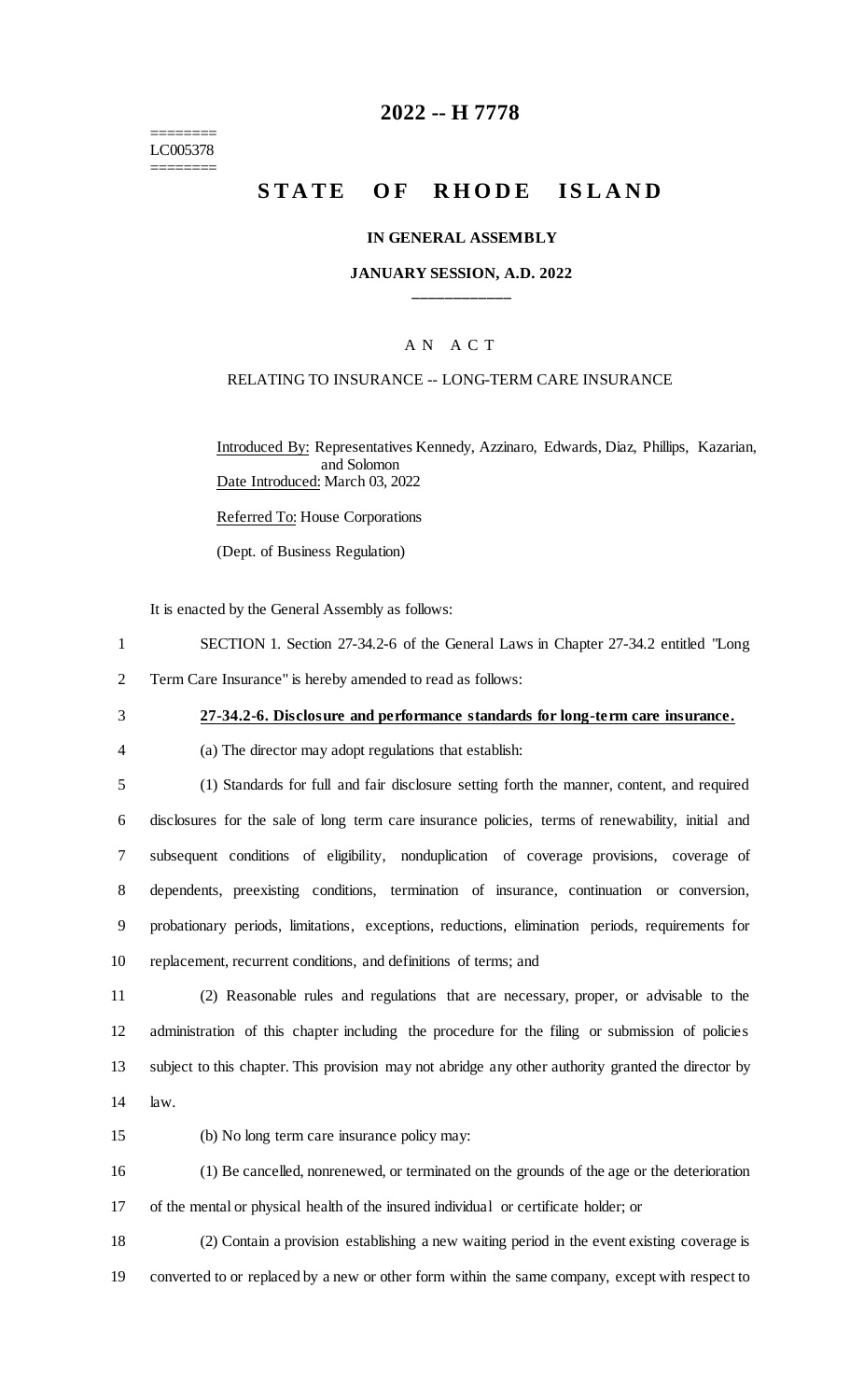========
LC005378
========

# 2022 -- H 7778

# STATE OF RHODE ISLAND

### IN GENERAL ASSEMBLY

### JANUARY SESSION, A.D. 2022

____________

A N A C T

RELATING TO INSURANCE -- LONG-TERM CARE INSURANCE

Introduced By: Representatives Kennedy, Azzinaro, Edwards, Diaz, Phillips, Kazarian, and Solomon

Date Introduced: March 03, 2022

Referred To: House Corporations

(Dept. of Business Regulation)

It is enacted by the General Assembly as follows:

1 SECTION 1. Section 27-34.2-6 of the General Laws in Chapter 27-34.2 entitled "Long
2 Term Care Insurance" is hereby amended to read as follows:

3 **27-34.2-6. Disclosure and performance standards for long-term care insurance.**

4 (a) The director may adopt regulations that establish:

5 (1) Standards for full and fair disclosure setting forth the manner, content, and required
6 disclosures for the sale of long term care insurance policies, terms of renewability, initial and
7 subsequent conditions of eligibility, nonduplication of coverage provisions, coverage of
8 dependents, preexisting conditions, termination of insurance, continuation or conversion,
9 probationary periods, limitations, exceptions, reductions, elimination periods, requirements for
10 replacement, recurrent conditions, and definitions of terms; and

11 (2) Reasonable rules and regulations that are necessary, proper, or advisable to the
12 administration of this chapter including the procedure for the filing or submission of policies
13 subject to this chapter. This provision may not abridge any other authority granted the director by
14 law.

15 (b) No long term care insurance policy may:

16 (1) Be cancelled, nonrenewed, or terminated on the grounds of the age or the deterioration
17 of the mental or physical health of the insured individual or certificate holder; or

18 (2) Contain a provision establishing a new waiting period in the event existing coverage is
19 converted to or replaced by a new or other form within the same company, except with respect to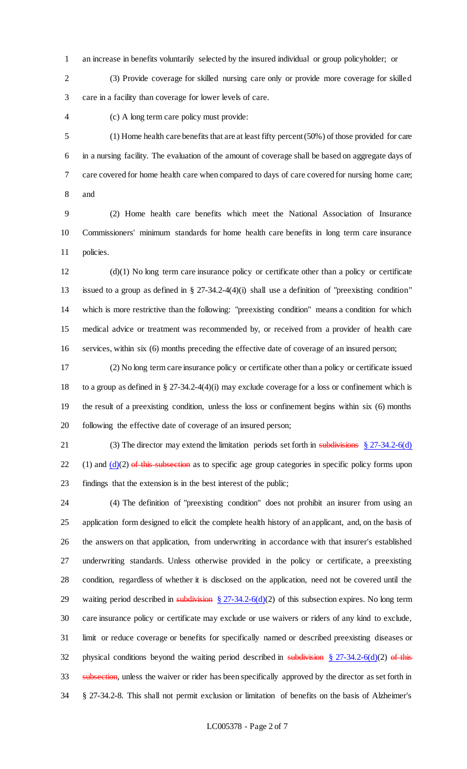an increase in benefits voluntarily selected by the insured individual or group policyholder; or

(3) Provide coverage for skilled nursing care only or provide more coverage for skilled care in a facility than coverage for lower levels of care.

(c) A long term care policy must provide:

(1) Home health care benefits that are at least fifty percent (50%) of those provided for care in a nursing facility. The evaluation of the amount of coverage shall be based on aggregate days of care covered for home health care when compared to days of care covered for nursing home care; and

(2) Home health care benefits which meet the National Association of Insurance Commissioners' minimum standards for home health care benefits in long term care insurance policies.

(d)(1) No long term care insurance policy or certificate other than a policy or certificate issued to a group as defined in § 27-34.2-4(4)(i) shall use a definition of "preexisting condition" which is more restrictive than the following: "preexisting condition" means a condition for which medical advice or treatment was recommended by, or received from a provider of health care services, within six (6) months preceding the effective date of coverage of an insured person;

(2) No long term care insurance policy or certificate other than a policy or certificate issued to a group as defined in § 27-34.2-4(4)(i) may exclude coverage for a loss or confinement which is the result of a preexisting condition, unless the loss or confinement begins within six (6) months following the effective date of coverage of an insured person;

(3) The director may extend the limitation periods set forth in ~~subdivisions~~ § 27-34.2-6(d)(1) and (d)(2) ~~of this subsection~~ as to specific age group categories in specific policy forms upon findings that the extension is in the best interest of the public;

(4) The definition of "preexisting condition" does not prohibit an insurer from using an application form designed to elicit the complete health history of an applicant, and, on the basis of the answers on that application, from underwriting in accordance with that insurer's established underwriting standards. Unless otherwise provided in the policy or certificate, a preexisting condition, regardless of whether it is disclosed on the application, need not be covered until the waiting period described in ~~subdivision~~ § 27-34.2-6(d)(2) of this subsection expires. No long term care insurance policy or certificate may exclude or use waivers or riders of any kind to exclude, limit or reduce coverage or benefits for specifically named or described preexisting diseases or physical conditions beyond the waiting period described in ~~subdivision~~ § 27-34.2-6(d)(2) ~~of this subsection~~, unless the waiver or rider has been specifically approved by the director as set forth in § 27-34.2-8. This shall not permit exclusion or limitation of benefits on the basis of Alzheimer's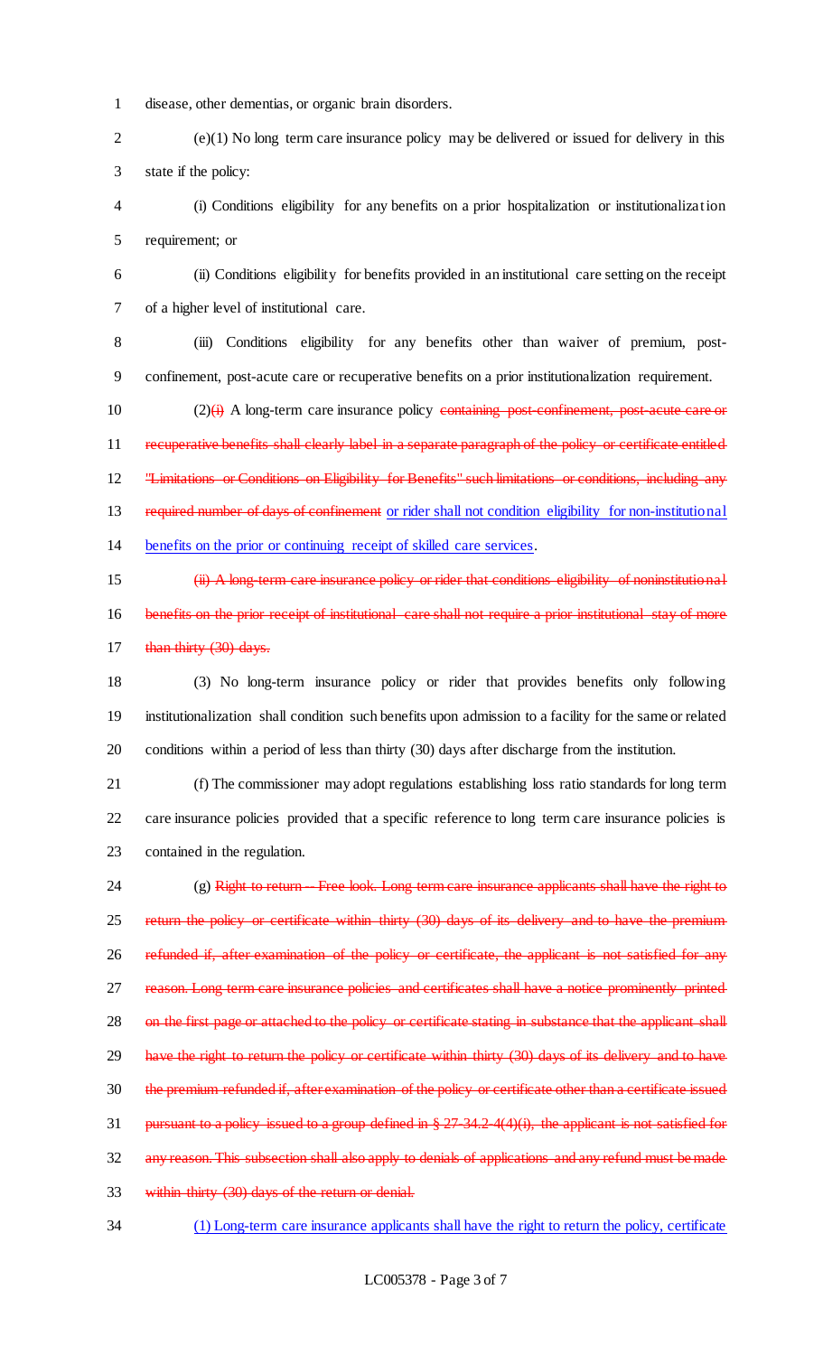disease, other dementias, or organic brain disorders.

(e)(1) No long term care insurance policy may be delivered or issued for delivery in this state if the policy:

(i) Conditions eligibility for any benefits on a prior hospitalization or institutionalization requirement; or

(ii) Conditions eligibility for benefits provided in an institutional care setting on the receipt of a higher level of institutional care.

(iii) Conditions eligibility for any benefits other than waiver of premium, post-confinement, post-acute care or recuperative benefits on a prior institutionalization requirement.

(2)~~(i)~~ A long-term care insurance policy ~~containing post-confinement, post-acute care or recuperative benefits shall clearly label in a separate paragraph of the policy or certificate entitled "Limitations or Conditions on Eligibility for Benefits" such limitations or conditions, including any required number of days of confinement~~ <u>or rider shall not condition eligibility for non-institutional benefits on the prior or continuing receipt of skilled care services</u>.

~~(ii) A long-term care insurance policy or rider that conditions eligibility of noninstitutional benefits on the prior receipt of institutional care shall not require a prior institutional stay of more than thirty (30) days.~~

(3) No long-term insurance policy or rider that provides benefits only following institutionalization shall condition such benefits upon admission to a facility for the same or related conditions within a period of less than thirty (30) days after discharge from the institution.

(f) The commissioner may adopt regulations establishing loss ratio standards for long term care insurance policies provided that a specific reference to long term care insurance policies is contained in the regulation.

(g) ~~Right to return -- Free look. Long term care insurance applicants shall have the right to return the policy or certificate within thirty (30) days of its delivery and to have the premium refunded if, after examination of the policy or certificate, the applicant is not satisfied for any reason. Long term care insurance policies and certificates shall have a notice prominently printed on the first page or attached to the policy or certificate stating in substance that the applicant shall have the right to return the policy or certificate within thirty (30) days of its delivery and to have the premium refunded if, after examination of the policy or certificate other than a certificate issued pursuant to a policy issued to a group defined in § 27-34.2-4(4)(i), the applicant is not satisfied for any reason. This subsection shall also apply to denials of applications and any refund must be made within thirty (30) days of the return or denial.~~

<u>(1) Long-term care insurance applicants shall have the right to return the policy, certificate</u>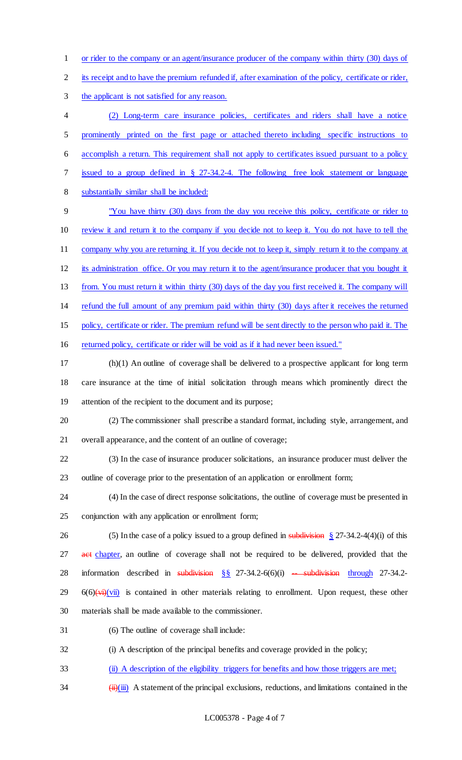or rider to the company or an agent/insurance producer of the company within thirty (30) days of its receipt and to have the premium refunded if, after examination of the policy, certificate or rider, the applicant is not satisfied for any reason.

(2) Long-term care insurance policies, certificates and riders shall have a notice prominently printed on the first page or attached thereto including specific instructions to accomplish a return. This requirement shall not apply to certificates issued pursuant to a policy issued to a group defined in § 27-34.2-4. The following free look statement or language substantially similar shall be included:

"You have thirty (30) days from the day you receive this policy, certificate or rider to review it and return it to the company if you decide not to keep it. You do not have to tell the company why you are returning it. If you decide not to keep it, simply return it to the company at its administration office. Or you may return it to the agent/insurance producer that you bought it from. You must return it within thirty (30) days of the day you first received it. The company will refund the full amount of any premium paid within thirty (30) days after it receives the returned policy, certificate or rider. The premium refund will be sent directly to the person who paid it. The returned policy, certificate or rider will be void as if it had never been issued."

(h)(1) An outline of coverage shall be delivered to a prospective applicant for long term care insurance at the time of initial solicitation through means which prominently direct the attention of the recipient to the document and its purpose;

(2) The commissioner shall prescribe a standard format, including style, arrangement, and overall appearance, and the content of an outline of coverage;

(3) In the case of insurance producer solicitations, an insurance producer must deliver the outline of coverage prior to the presentation of an application or enrollment form;

(4) In the case of direct response solicitations, the outline of coverage must be presented in conjunction with any application or enrollment form;

(5) In the case of a policy issued to a group defined in ~~subdivision~~ § 27-34.2-4(4)(i) of this ~~act~~ chapter, an outline of coverage shall not be required to be delivered, provided that the information described in ~~subdivision~~ §§ 27-34.2-6(6)(i) ~~-- subdivision~~ through 27-34.2-6(6)~~(vi)~~(vii) is contained in other materials relating to enrollment. Upon request, these other materials shall be made available to the commissioner.

(6) The outline of coverage shall include:

(i) A description of the principal benefits and coverage provided in the policy;

(ii) A description of the eligibility triggers for benefits and how those triggers are met;

~~(ii)~~(iii) A statement of the principal exclusions, reductions, and limitations contained in the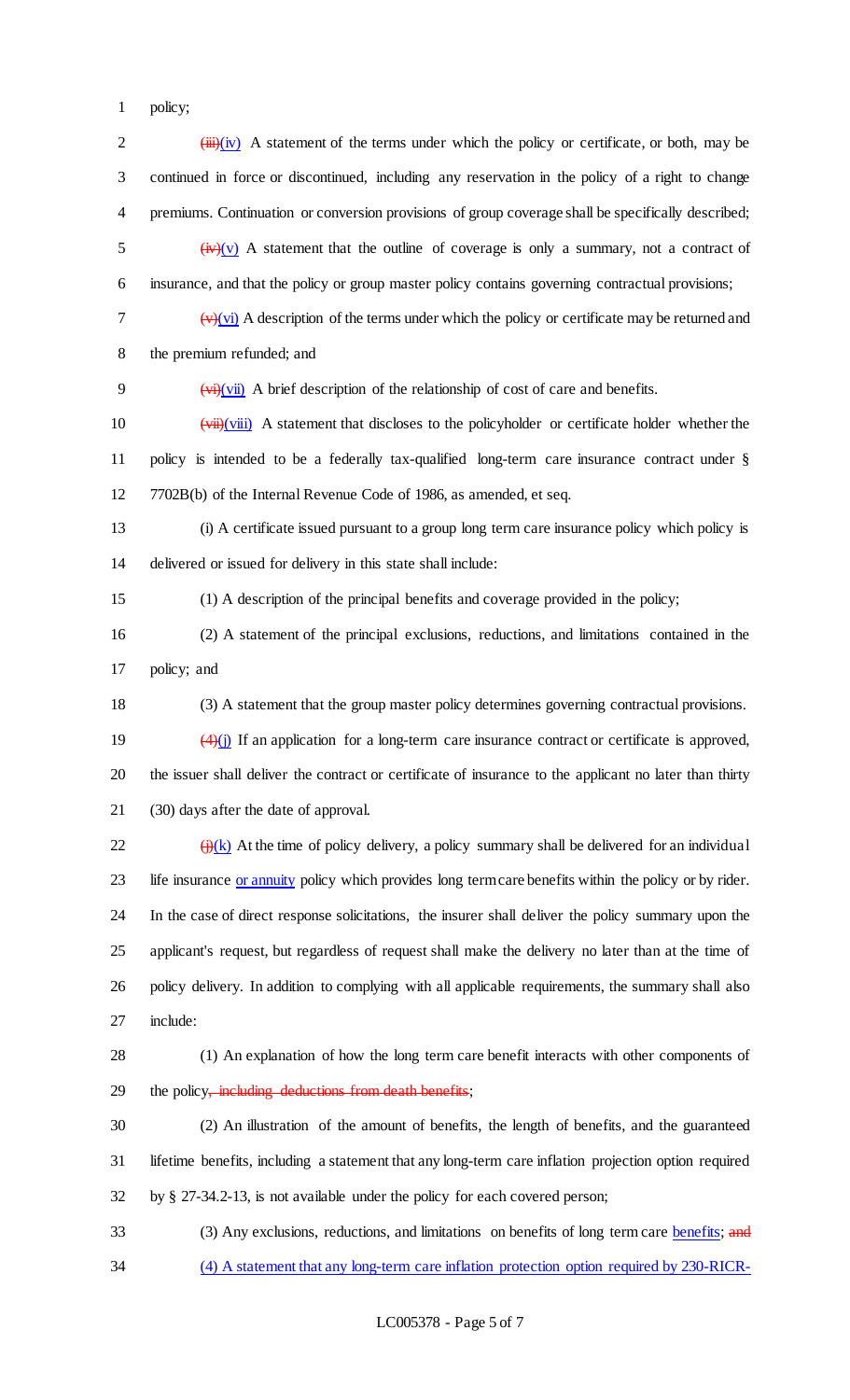policy;

~~(iii)~~(iv) A statement of the terms under which the policy or certificate, or both, may be continued in force or discontinued, including any reservation in the policy of a right to change premiums. Continuation or conversion provisions of group coverage shall be specifically described;

~~(iv)~~(v) A statement that the outline of coverage is only a summary, not a contract of insurance, and that the policy or group master policy contains governing contractual provisions;

~~(v)~~(vi) A description of the terms under which the policy or certificate may be returned and the premium refunded; and

~~(vi)~~(vii) A brief description of the relationship of cost of care and benefits.

~~(vii)~~(viii) A statement that discloses to the policyholder or certificate holder whether the policy is intended to be a federally tax-qualified long-term care insurance contract under § 7702B(b) of the Internal Revenue Code of 1986, as amended, et seq.

(i) A certificate issued pursuant to a group long term care insurance policy which policy is delivered or issued for delivery in this state shall include:

(1) A description of the principal benefits and coverage provided in the policy;

(2) A statement of the principal exclusions, reductions, and limitations contained in the policy; and

(3) A statement that the group master policy determines governing contractual provisions.

~~(4)~~(j) If an application for a long-term care insurance contract or certificate is approved, the issuer shall deliver the contract or certificate of insurance to the applicant no later than thirty (30) days after the date of approval.

~~(j)~~(k) At the time of policy delivery, a policy summary shall be delivered for an individual life insurance or annuity policy which provides long term care benefits within the policy or by rider. In the case of direct response solicitations, the insurer shall deliver the policy summary upon the applicant's request, but regardless of request shall make the delivery no later than at the time of policy delivery. In addition to complying with all applicable requirements, the summary shall also include:

(1) An explanation of how the long term care benefit interacts with other components of the policy~~, including deductions from death benefits~~;

(2) An illustration of the amount of benefits, the length of benefits, and the guaranteed lifetime benefits, including a statement that any long-term care inflation projection option required by § 27-34.2-13, is not available under the policy for each covered person;

(3) Any exclusions, reductions, and limitations on benefits of long term care benefits; ~~and~~

(4) A statement that any long-term care inflation protection option required by 230-RICR-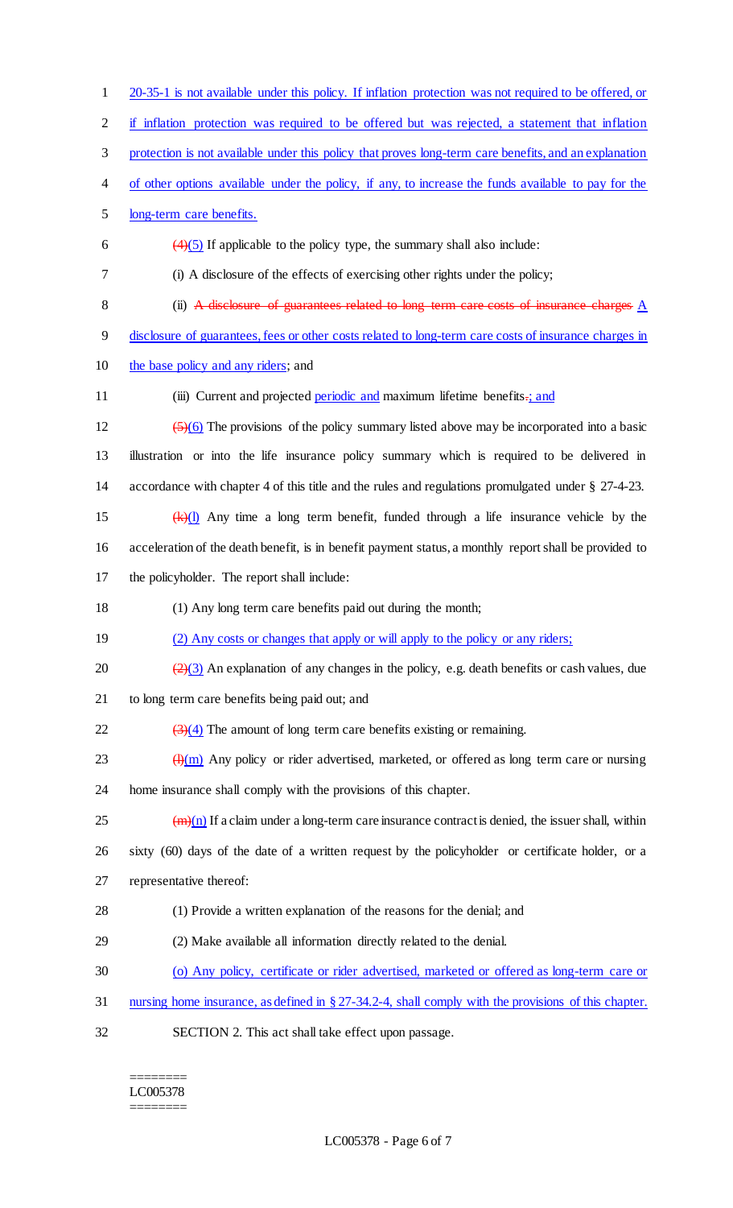20-35-1 is not available under this policy. If inflation protection was not required to be offered, or if inflation protection was required to be offered but was rejected, a statement that inflation protection is not available under this policy that proves long-term care benefits, and an explanation of other options available under the policy, if any, to increase the funds available to pay for the long-term care benefits.

~~(4)~~(5) If applicable to the policy type, the summary shall also include:

(i) A disclosure of the effects of exercising other rights under the policy;

(ii) ~~A disclosure of guarantees related to long-term care costs of insurance charges~~ A disclosure of guarantees, fees or other costs related to long-term care costs of insurance charges in the base policy and any riders; and

(iii) Current and projected periodic and maximum lifetime benefits~~.~~; and

~~(5)~~(6) The provisions of the policy summary listed above may be incorporated into a basic illustration or into the life insurance policy summary which is required to be delivered in accordance with chapter 4 of this title and the rules and regulations promulgated under § 27-4-23.

~~(k)~~(l) Any time a long term benefit, funded through a life insurance vehicle by the acceleration of the death benefit, is in benefit payment status, a monthly report shall be provided to the policyholder. The report shall include:

(1) Any long term care benefits paid out during the month;

(2) Any costs or changes that apply or will apply to the policy or any riders;

~~(2)~~(3) An explanation of any changes in the policy, e.g. death benefits or cash values, due to long term care benefits being paid out; and

~~(3)~~(4) The amount of long term care benefits existing or remaining.

~~(l)~~(m) Any policy or rider advertised, marketed, or offered as long term care or nursing home insurance shall comply with the provisions of this chapter.

~~(m)~~(n) If a claim under a long-term care insurance contract is denied, the issuer shall, within sixty (60) days of the date of a written request by the policyholder or certificate holder, or a representative thereof:

(1) Provide a written explanation of the reasons for the denial; and

(2) Make available all information directly related to the denial.

(o) Any policy, certificate or rider advertised, marketed or offered as long-term care or nursing home insurance, as defined in § 27-34.2-4, shall comply with the provisions of this chapter.

SECTION 2. This act shall take effect upon passage.

========
LC005378
========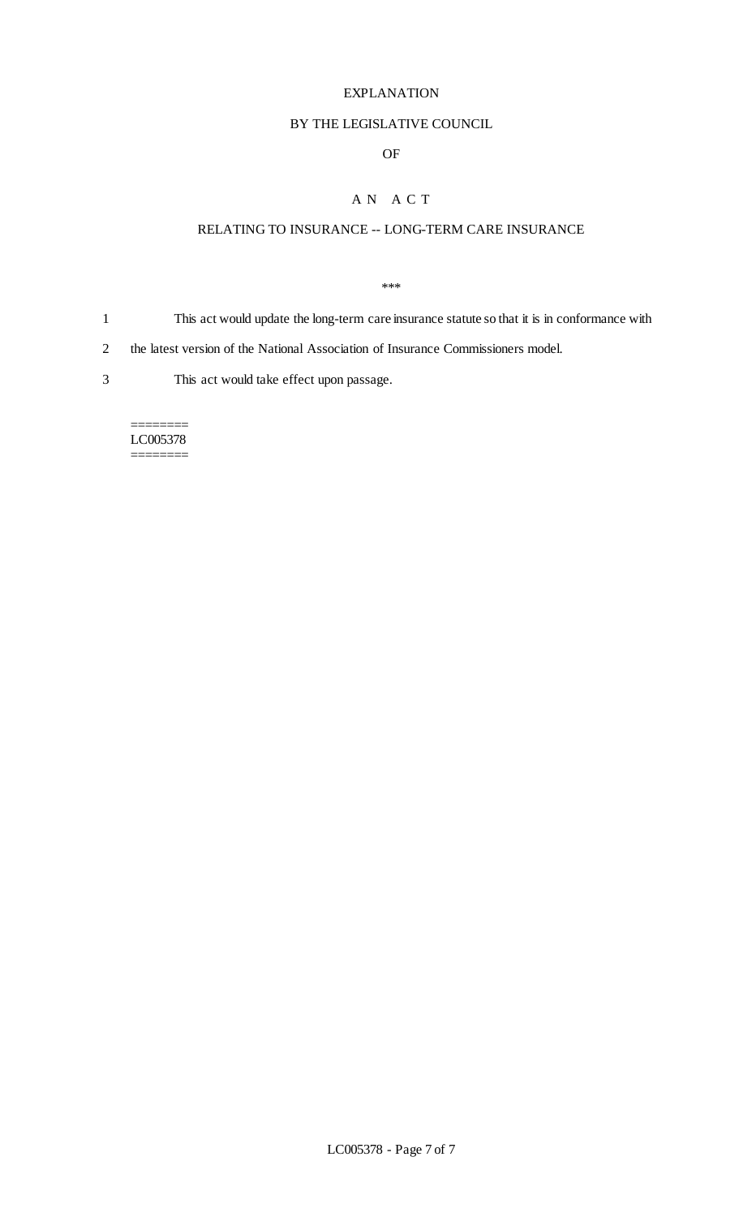EXPLANATION

BY THE LEGISLATIVE COUNCIL

OF

A N A C T

RELATING TO INSURANCE -- LONG-TERM CARE INSURANCE

\*\*\*

1 This act would update the long-term care insurance statute so that it is in conformance with
2 the latest version of the National Association of Insurance Commissioners model.
3 This act would take effect upon passage.

========
LC005378
========